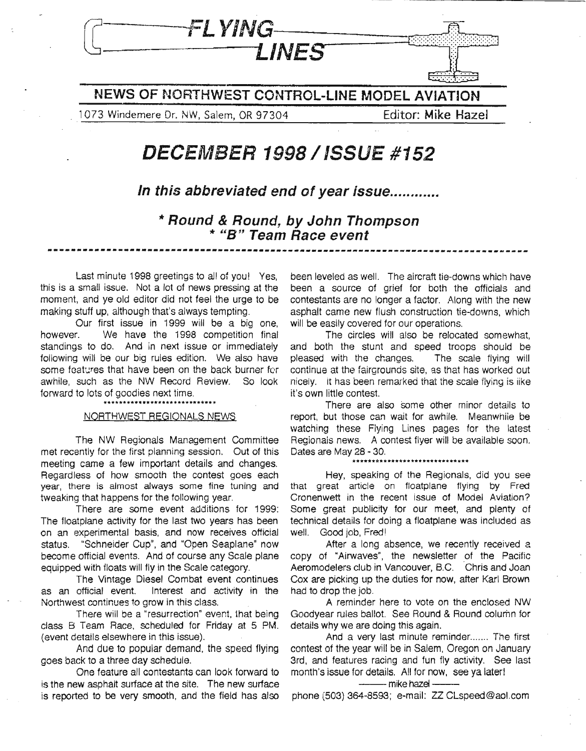# FLYING LINES

## NEWS OF NORTHWEST CONTROL-LINE MODEL AVIATION

1073 Windemere Dr. NW, Salem, OR 97304 Editor: Mike Hazel

# DECEMBER 1998 / ISSUE #152

### *In this abbreviated end of year issue............*

### *\* Round & Round, by John Thompson*
### *\* "B" Team Race event*

---

Last minute 1998 greetings to all of you! Yes, this is a small issue. Not a lot of news pressing at the moment, and ye old editor did not feel the urge to be making stuff up, although that's always tempting.

Our first issue in 1999 will be a big one, however. We have the 1998 competition final standings to do. And in next issue or immediately following will be our big rules edition. We also have some features that have been on the back burner for awhile, such as the NW Record Review. So look forward to lots of goodies next time.

*****************************

NORTHWEST REGIONALS NEWS

The NW Regionals Management Committee met recently for the first planning session. Out of this meeting came a few important details and changes. Regardless of how smooth the contest goes each year, there is almost always some fine tuning and tweaking that happens for the following year.

There are some event additions for 1999: The floatplane activity for the last two years has been on an experimental basis, and now receives official status. "Schneider Cup", and "Open Seaplane" now become official events. And of course any Scale plane equipped with floats will fly in the Scale category.

The Vintage Diesel Combat event continues as an official event. Interest and activity in the Northwest continues to grow in this class.

There will be a "resurrection" event, that being class B Team Race, scheduled for Friday at 5 PM. (event details elsewhere in this issue).

And due to popular demand, the speed flying goes back to a three day schedule.

One feature all contestants can look forward to is the new asphalt surface at the site. The new surface is reported to be very smooth, and the field has also been leveled as well. The aircraft tie-downs which have been a source of grief for both the officials and contestants are no longer a factor. Along with the new asphalt came new flush construction tie-downs, which will be easily covered for our operations.

The circles will also be relocated somewhat, and both the stunt and speed troops should be pleased with the changes. The scale flying will continue at the fairgrounds site, as that has worked out nicely. It has been remarked that the scale flying is like it's own little contest.

There are also some other minor details to report, but those can wait for awhile. Meanwhile be watching these Flying Lines pages for the latest Regionals news. A contest flyer will be available soon. Dates are May 28 - 30.

*****************************

Hey, speaking of the Regionals, did you see that great article on floatplane flying by Fred Cronenwett in the recent issue of Model Aviation? Some great publicity for our meet, and plenty of technical details for doing a floatplane was included as well. Good job, Fred!

After a long absence, we recently received a copy of "Airwaves", the newsletter of the Pacific Aeromodelers club in Vancouver, B.C. Chris and Joan Cox are picking up the duties for now, after Karl Brown had to drop the job.

A reminder here to vote on the enclosed NW Goodyear rules ballot. See Round & Round column for details why we are doing this again.

And a very last minute reminder....... The first contest of the year will be in Salem, Oregon on January 3rd, and features racing and fun fly activity. See last month's issue for details. All for now, see ya later!

——— mike hazel ———

phone (503) 364-8593; e-mail: ZZ CLspeed@aol.com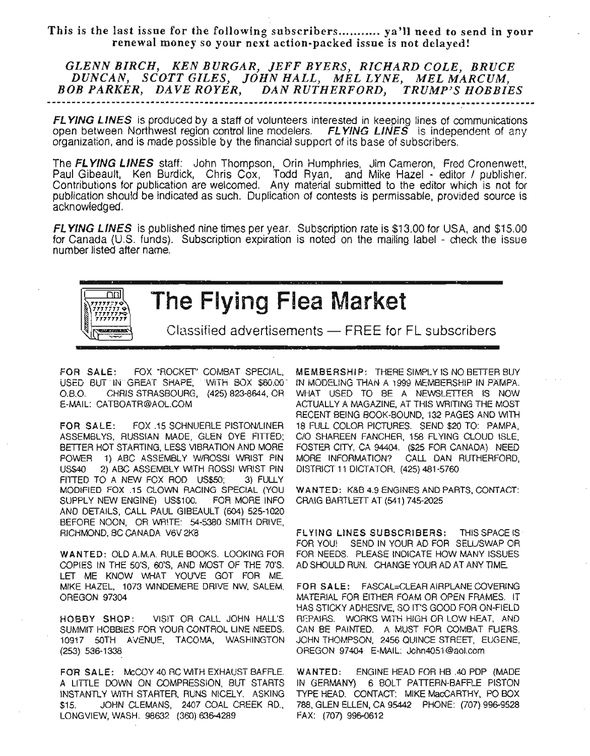**This is the last issue for the following subscribers........... ya'll need to send in your renewal money so your next action-packed issue is not delayed!**

***GLENN BIRCH, KEN BURGAR, JEFF BYERS, RICHARD COLE, BRUCE DUNCAN, SCOTT GILES, JOHN HALL, MEL LYNE, MEL MARCUM, BOB PARKER, DAVE ROYER, DAN RUTHERFORD, TRUMP'S HOBBIES***

---

***FLYING LINES*** is produced by a staff of volunteers interested in keeping lines of communications open between Northwest region control line modelers. ***FLYING LINES*** is independent of any organization, and is made possible by the financial support of its base of subscribers.

The ***FLYING LINES*** staff: John Thompson, Orin Humphries, Jim Cameron, Fred Cronenwett, Paul Gibeault, Ken Burdick, Chris Cox, Todd Ryan, and Mike Hazel - editor / publisher. Contributions for publication are welcomed. Any material submitted to the editor which is not for publication should be indicated as such. Duplication of contests is permissable, provided source is acknowledged.

***FLYING LINES*** is published nine times per year. Subscription rate is $13.00 for USA, and $15.00 for Canada (U.S. funds). Subscription expiration is noted on the mailing label - check the issue number listed after name.

# The Flying Flea Market

Classified advertisements — FREE for FL subscribers

**FOR SALE:** FOX "ROCKET" COMBAT SPECIAL, USED BUT IN GREAT SHAPE, WITH BOX $60.00 O.B.O. CHRIS STRASBOURG, (425) 823-8644, OR E-MAIL: CATBOATR@AOL.COM

**FOR SALE:** FOX .15 SCHNUERLE PISTON/LINER ASSEMBLYS, RUSSIAN MADE, GLEN DYE FITTED; BETTER HOT STARTING, LESS VIBRATION AND MORE POWER 1) ABC ASSEMBLY W/ROSSI WRIST PIN US$40 2) ABC ASSEMBLY WITH ROSSI WRIST PIN FITTED TO A NEW FOX ROD US$50; 3) FULLY MODIFIED FOX .15 CLOWN RACING SPECIAL (YOU SUPPLY NEW ENGINE) US$100. FOR MORE INFO AND DETAILS, CALL PAUL GIBEAULT (604) 525-1020 BEFORE NOON, OR WRITE: 54-5380 SMITH DRIVE, RICHMOND, BC CANADA V6V 2K8

**WANTED:** OLD A.M.A. RULE BOOKS. LOOKING FOR COPIES IN THE 50'S, 60'S, AND MOST OF THE 70'S. LET ME KNOW WHAT YOU'VE GOT FOR ME. MIKE HAZEL, 1073 WINDEMERE DRIVE NW, SALEM, OREGON 97304

**HOBBY SHOP:** VISIT OR CALL JOHN HALL'S SUMMIT HOBBIES FOR YOUR CONTROL LINE NEEDS. 10917 50TH AVENUE, TACOMA, WASHINGTON (253) 536-1338

**FOR SALE:** McCOY 40 RC WITH EXHAUST BAFFLE. A LITTLE DOWN ON COMPRESSION, BUT STARTS INSTANTLY WITH STARTER, RUNS NICELY. ASKING $15. JOHN CLEMANS, 2407 COAL CREEK RD., LONGVIEW, WASH. 98632 (360) 636-4289

**MEMBERSHIP:** THERE SIMPLY IS NO BETTER BUY IN MODELING THAN A 1999 MEMBERSHIP IN PAMPA. WHAT USED TO BE A NEWSLETTER IS NOW ACTUALLY A MAGAZINE, AT THIS WRITING THE MOST RECENT BEING BOOK-BOUND, 132 PAGES AND WITH 18 FULL COLOR PICTURES. SEND $20 TO: PAMPA, C/O SHAREEN FANCHER, 158 FLYING CLOUD ISLE, FOSTER CITY, CA 94404. ($25 FOR CANADA) NEED MORE INFORMATION? CALL DAN RUTHERFORD, DISTRICT 11 DICTATOR, (425) 481-5760

**WANTED:** K&B 4.9 ENGINES AND PARTS, CONTACT: CRAIG BARTLETT AT (541) 745-2025

**FLYING LINES SUBSCRIBERS:** THIS SPACE IS FOR YOU! SEND IN YOUR AD FOR SELL/SWAP OR FOR NEEDS. PLEASE INDICATE HOW MANY ISSUES AD SHOULD RUN. CHANGE YOUR AD AT ANY TIME.

**FOR SALE:** FASCAL=CLEAR AIRPLANE COVERING MATERIAL FOR EITHER FOAM OR OPEN FRAMES. IT HAS STICKY ADHESIVE, SO IT'S GOOD FOR ON-FIELD REPAIRS. WORKS WITH HIGH OR LOW HEAT, AND CAN BE PAINTED. A MUST FOR COMBAT FLIERS. JOHN THOMPSON, 2456 QUINCE STREET, EUGENE, OREGON 97404 E-MAIL: John4051@aol.com

**WANTED:** ENGINE HEAD FOR HB .40 PDP (MADE IN GERMANY) 6 BOLT PATTERN-BAFFLE PISTON TYPE HEAD. CONTACT: MIKE MacCARTHY, PO BOX 788, GLEN ELLEN, CA 95442 PHONE: (707) 996-9528 FAX: (707) 996-0612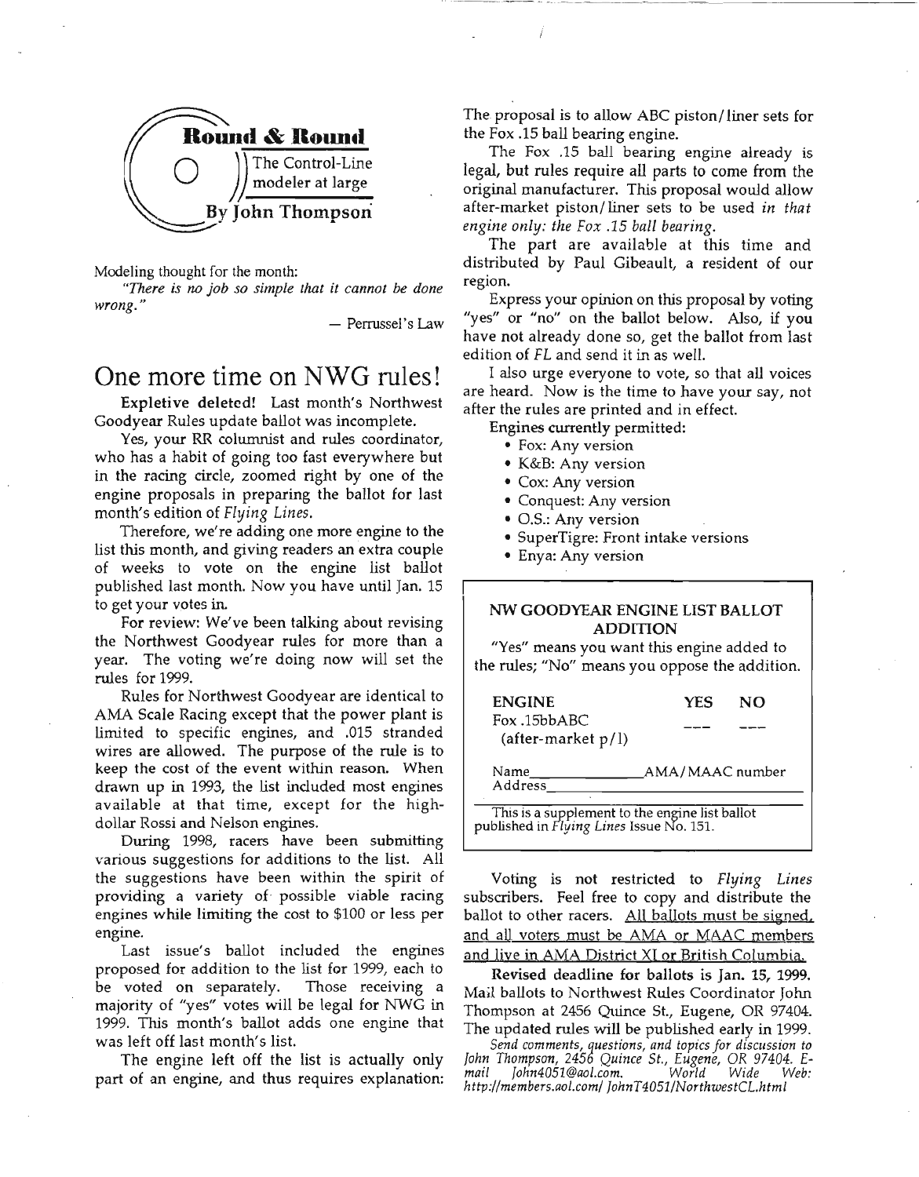**Round & Round**

The Control-Line modeler at large

By John Thompson

Modeling thought for the month:

*"There is no job so simple that it cannot be done wrong."*

— Perrussel's Law

# One more time on NWG rules!

**Expletive deleted!** Last month's Northwest Goodyear Rules update ballot was incomplete.

Yes, your RR columnist and rules coordinator, who has a habit of going too fast everywhere but in the racing circle, zoomed right by one of the engine proposals in preparing the ballot for last month's edition of *Flying Lines*.

Therefore, we're adding one more engine to the list this month, and giving readers an extra couple of weeks to vote on the engine list ballot published last month. Now you have until Jan. 15 to get your votes in.

For review: We've been talking about revising the Northwest Goodyear rules for more than a year. The voting we're doing now will set the rules for 1999.

Rules for Northwest Goodyear are identical to AMA Scale Racing except that the power plant is limited to specific engines, and .015 stranded wires are allowed. The purpose of the rule is to keep the cost of the event within reason. When drawn up in 1993, the list included most engines available at that time, except for the high-dollar Rossi and Nelson engines.

During 1998, racers have been submitting various suggestions for additions to the list. All the suggestions have been within the spirit of providing a variety of possible viable racing engines while limiting the cost to $100 or less per engine.

Last issue's ballot included the engines proposed for addition to the list for 1999, each to be voted on separately. Those receiving a majority of "yes" votes will be legal for NWG in 1999. This month's ballot adds one engine that was left off last month's list.

The engine left off the list is actually only part of an engine, and thus requires explanation: The proposal is to allow ABC piston/liner sets for the Fox .15 ball bearing engine.

The Fox .15 ball bearing engine already is legal, but rules require all parts to come from the original manufacturer. This proposal would allow after-market piston/liner sets to be used *in that engine only: the Fox .15 ball bearing*.

The part are available at this time and distributed by Paul Gibeault, a resident of our region.

Express your opinion on this proposal by voting "yes" or "no" on the ballot below. Also, if you have not already done so, get the ballot from last edition of *FL* and send it in as well.

I also urge everyone to vote, so that all voices are heard. Now is the time to have your say, not after the rules are printed and in effect.

**Engines currently permitted:**

- Fox: Any version
- K&B: Any version
- Cox: Any version
- Conquest: Any version
- O.S.: Any version
- SuperTigre: Front intake versions
- Enya: Any version

**NW GOODYEAR ENGINE LIST BALLOT ADDITION**

"Yes" means you want this engine added to the rules; "No" means you oppose the addition.

| ENGINE | YES | NO |
|---|---|---|
| Fox .15bbABC (after-market p/l) | ___ | ___ |

Name_______________ AMA/MAAC number

Address_______________________________

This is a supplement to the engine list ballot published in *Flying Lines* Issue No. 151.

Voting is not restricted to *Flying Lines* subscribers. Feel free to copy and distribute the ballot to other racers. All ballots must be signed, and all voters must be AMA or MAAC members and live in AMA District XI or British Columbia.

**Revised deadline for ballots is Jan. 15, 1999.** Mail ballots to Northwest Rules Coordinator John Thompson at 2456 Quince St., Eugene, OR 97404. The updated rules will be published early in 1999.

*Send comments, questions, and topics for discussion to John Thompson, 2456 Quince St., Eugene, OR 97404. E-mail John4051@aol.com. World Wide Web: http://members.aol.com/JohnT4051/NorthwestCL.html*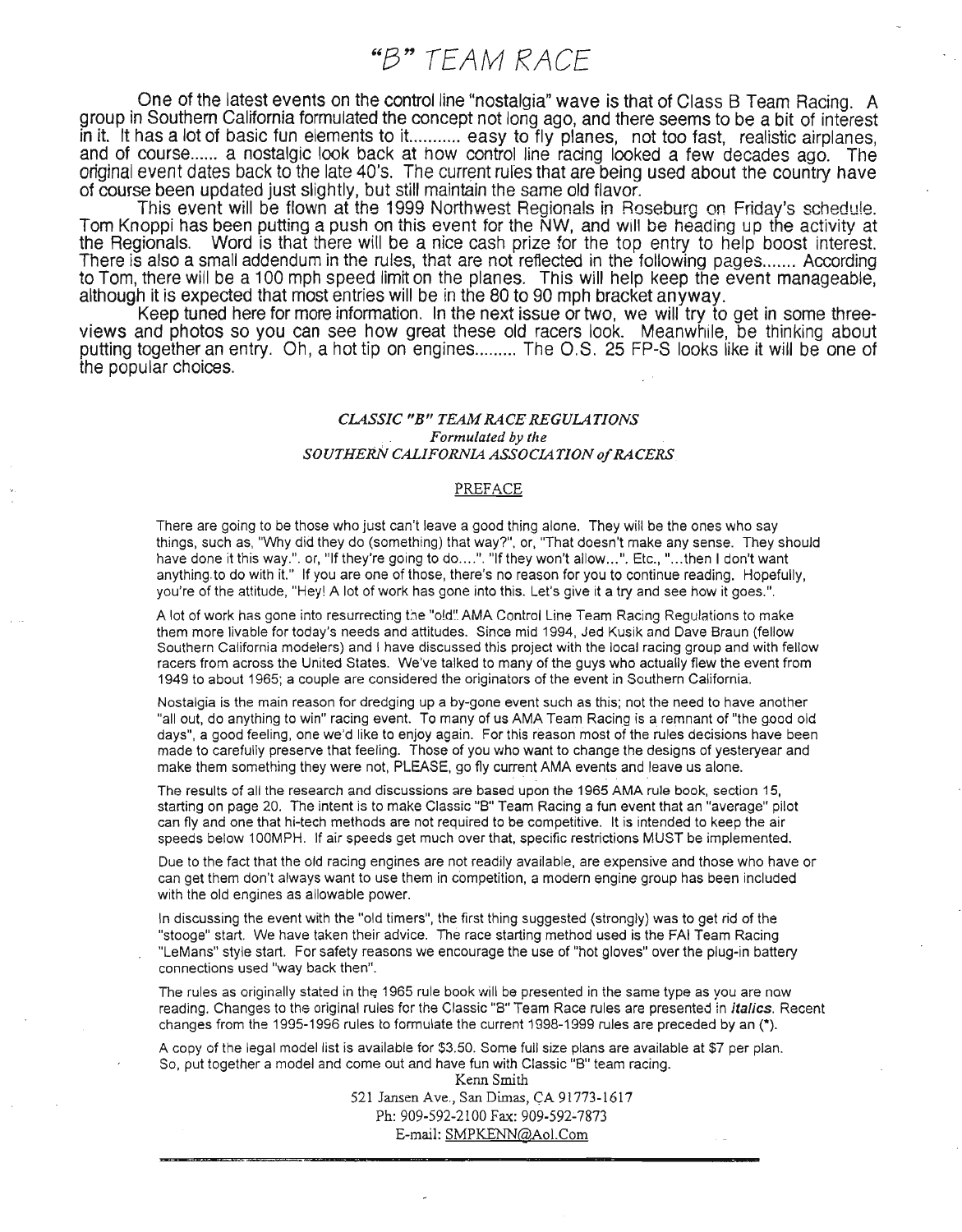# "B" TEAM RACE

One of the latest events on the control line "nostalgia" wave is that of Class B Team Racing. A group in Southern California formulated the concept not long ago, and there seems to be a bit of interest in it. It has a lot of basic fun elements to it........... easy to fly planes, not too fast, realistic airplanes, and of course...... a nostalgic look back at how control line racing looked a few decades ago. The original event dates back to the late 40's. The current rules that are being used about the country have of course been updated just slightly, but still maintain the same old flavor.

This event will be flown at the 1999 Northwest Regionals in Roseburg on Friday's schedule. Tom Knoppi has been putting a push on this event for the NW, and will be heading up the activity at the Regionals. Word is that there will be a nice cash prize for the top entry to help boost interest. There is also a small addendum in the rules, that are not reflected in the following pages....... According to Tom, there will be a 100 mph speed limit on the planes. This will help keep the event manageable, although it is expected that most entries will be in the 80 to 90 mph bracket anyway.

Keep tuned here for more information. In the next issue or two, we will try to get in some three-views and photos so you can see how great these old racers look. Meanwhile, be thinking about putting together an entry. Oh, a hot tip on engines......... The O.S. 25 FP-S looks like it will be one of the popular choices.

*CLASSIC "B" TEAM RACE REGULATIONS*
*Formulated by the*
*SOUTHERN CALIFORNIA ASSOCIATION of RACERS*

## PREFACE

There are going to be those who just can't leave a good thing alone. They will be the ones who say things, such as, "Why did they do (something) that way?", or, "That doesn't make any sense. They should have done it this way.". or, "If they're going to do....". "If they won't allow...". Etc., "...then I don't want anything to do with it." If you are one of those, there's no reason for you to continue reading. Hopefully, you're of the attitude, "Hey! A lot of work has gone into this. Let's give it a try and see how it goes.".

A lot of work has gone into resurrecting the "old" AMA Control Line Team Racing Regulations to make them more livable for today's needs and attitudes. Since mid 1994, Jed Kusik and Dave Braun (fellow Southern California modelers) and I have discussed this project with the local racing group and with fellow racers from across the United States. We've talked to many of the guys who actually flew the event from 1949 to about 1965; a couple are considered the originators of the event in Southern California.

Nostalgia is the main reason for dredging up a by-gone event such as this; not the need to have another "all out, do anything to win" racing event. To many of us AMA Team Racing is a remnant of "the good old days", a good feeling, one we'd like to enjoy again. For this reason most of the rules decisions have been made to carefully preserve that feeling. Those of you who want to change the designs of yesteryear and make them something they were not, PLEASE, go fly current AMA events and leave us alone.

The results of all the research and discussions are based upon the 1965 AMA rule book, section 15, starting on page 20. The intent is to make Classic "B" Team Racing a fun event that an "average" pilot can fly and one that hi-tech methods are not required to be competitive. It is intended to keep the air speeds below 100MPH. If air speeds get much over that, specific restrictions MUST be implemented.

Due to the fact that the old racing engines are not readily available, are expensive and those who have or can get them don't always want to use them in competition, a modern engine group has been included with the old engines as allowable power.

In discussing the event with the "old timers", the first thing suggested (strongly) was to get rid of the "stooge" start. We have taken their advice. The race starting method used is the FAI Team Racing "LeMans" style start. For safety reasons we encourage the use of "hot gloves" over the plug-in battery connections used "way back then".

The rules as originally stated in the 1965 rule book will be presented in the same type as you are now reading. Changes to the original rules for the Classic "B" Team Race rules are presented in ***italics***. Recent changes from the 1995-1996 rules to formulate the current 1998-1999 rules are preceded by an (*).

A copy of the legal model list is available for $3.50. Some full size plans are available at $7 per plan. So, put together a model and come out and have fun with Classic "B" team racing.

Kenn Smith
521 Jansen Ave., San Dimas, CA 91773-1617
Ph: 909-592-2100 Fax: 909-592-7873
E-mail: SMPKENN@Aol.Com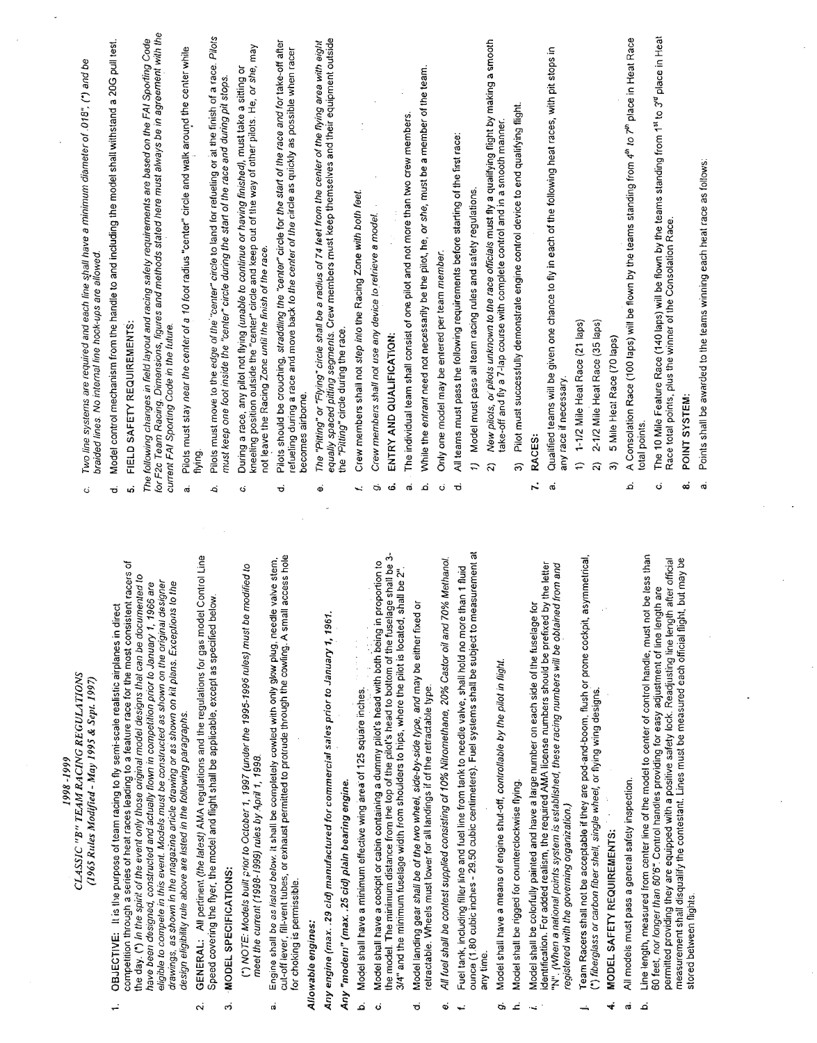# 1998 - 1999

## CLASSIC "B" TEAM RACING REGULATIONS

*(1965 Rules Modified - May 1995 & Sept. 1997)*

1. **OBJECTIVE:** It is the purpose of team racing to fly semi-scale realistic airplanes in direct competition through a series of heat races leading to a feature race for the most consistent racers of the day. (*) *In the spirit of the event only those original model designs that can be documented to have been designed, constructed and actually flown in competition prior to January 1, 1966 are eligible to compete in this event. Models must be constructed as shown on the original designer drawings, as shown in the magazine article drawing or as shown on kit plans. Exceptions to the design eligibility rule above are listed in the following paragraphs.*

2. **GENERAL:** All pertinent *(the latest)* AMA regulations and the regulations for gas model Control Line Speed covering the flyer, the model and flight shall be applicable, except as specified below.

3. **MODEL SPECIFICATIONS:**

   (*) *NOTE: Models built prior to October 1, 1997 (under the 1995-1996 rules) must be modified to meet the current (1998-1999) rules by April 1, 1998.*

   a. Engine shall be *as listed below*. It shall be completely cowled with only glow plug, needle valve stem, cut-off lever, fill-vent tubes, or exhaust permitted to protrude through the cowling. A small access hole for choking is permissible.

   ***Allowable engines:***

   ***Any engine (max. .29 cid) manufactured for commercial sales prior to January 1, 1961.***

   ***Any "modern" (max. .25 cid) plain bearing engine.***

   b. Model shall have a minimum effective wing area of 125 square inches.

   c. Model shall have a cockpit or cabin containing a dummy pilot's head with both being in proportion to the model. The minimum distance from the top of the pilot's head to bottom of the fuselage shall be 3-3/4" and the minimum fuselage width from shoulders to hips, where the pilot is located, shall be 2".

   d. Model landing gear *shall be of the two wheel, side-by-side type, and* may be either fixed or retractable. Wheels must lower for all landings if of the retractable type.

   e. *All fuel shall be contest supplied consisting of 10% Nitromethane, 20% Castor oil and 70% Methanol.*

   f. Fuel tank, including filler line and fuel line from tank to needle valve, shall hold no more than 1 fluid ounce (1.80 cubic inches - 29.50 cubic centimeters). Fuel systems shall be subject to measurement at any time.

   g. Model shall have a means of engine shut-off, *controllable by the pilot in flight.*

   h. Model shall be rigged for counterclockwise flying.

   i. Model shall be colorfully painted and have a large number on each side of the fuselage for identification. For added realism, the required AMA license numbers should be prefixed by the letter "N". *(When a national points system is established, these racing numbers will be obtained from and registered with the governing organization.)*

   j. Team Racers shall not be acceptable if they are pod-and-boom, flush or prone cockpit, asymmetrical, (*) *fiberglass or carbon fiber shell, single wheel,* or flying wing designs.

4. **MODEL SAFETY REQUIREMENTS:**

   a. All models must pass a general safety inspection.

   b. Line length, measured from center line of the model to center of control handle, must not be less than 60 feet, *nor longer than 60'6"*. Control handles providing for easy adjustment of line length are permitted providing they are equipped with a positive safety lock. Readjusting line length after official measurement shall disqualify the contestant. Lines must be measured after each official flight, but may be stored between flights.

   c. *Two line systems are required and each line shall have a minimum diameter of .018"; (*) and be braided lines. No internal line hook-ups are allowed.*

   d. Model control mechanism from the handle to and including the model shall withstand a 20G pull test.

5. **FIELD SAFETY REQUIREMENTS:**

   *The following changes in field layout and racing safety requirements are based on the FAI Sporting Code for F2c Team Racing. Dimensions, figures and methods stated here must always be in agreement with the current FAI Sporting Code in the future.*

   a. Pilots must stay *near the center of a 10 foot* radius "center" circle and walk around the center while flying.

   b. Pilots must move to the *edge of the "center" circle* to land for refueling or at the finish of a race. *Pilots must keep one foot inside the "center" circle during the start of the race and during pit stops.*

   c. During a race, any pilot not flying *(unable to continue or having finished)*, must take a sitting or kneeling position outside the "center" circle and keep out of the way of other pilots. He, *or she*, may not leave the Racing Zone *until the finish of the race.*

   d. Pilots should be crouching, *straddling the "center"* circle for *the start of the race and for* take-off after refueling during a race and move back *to the center of the* circle as quickly as possible when racer becomes airborne.

   e. *The "Pitting" or "Flying" circle shall be a radius of 74 feet from the center of the flying area with eight equally spaced pitting segments.* Crew members must keep themselves and their equipment outside the *"Pitting"* circle during the race.

   f. Crew members shall not *step into* the Racing Zone *with both feet.*

   g. *Crew members shall not use any device to retrieve a model.*

6. **ENTRY AND QUALIFICATION:**

   a. The individual team shall consist of one pilot and not more than two crew members.

   b. While the *entrant* need not necessarily be the pilot, he, *or she,* must be a member of the team.

   c. Only one model may be entered per team *member.*

   d. All teams must pass the following requirements before starting of the first race:

      1) Model must pass all team racing rules and safety regulations.

      2) *New pilots, or pilots unknown to the race officials* must fly a qualifying flight by making a smooth take-off and fly a 7-lap course with complete control and in a smooth manner.

      3) Pilot must successfully demonstrate engine control device to end qualifying flight.

7. **RACES:**

   a. Qualified teams will be given one chance to fly in each of the following heat races, with pit stops in any race if necessary.

      1) 1-1/2 Mile Heat Race (21 laps)

      2) 2-1/2 Mile Heat Race (35 laps)

      3) 5 Mile Heat Race (70 laps)

   b. A Consolation Race (100 laps) will be flown by the teams standing from *4th to 7th* place in Heat Race total points.

   c. The 10 Mile Feature Race (140 laps) will be flown by the teams standing from *1st to 3rd* place in Heat Race total points, plus the winner of the Consolation Race.

8. **POINT SYSTEM:**

   a. Points shall be awarded to the teams winning each heat race as follows: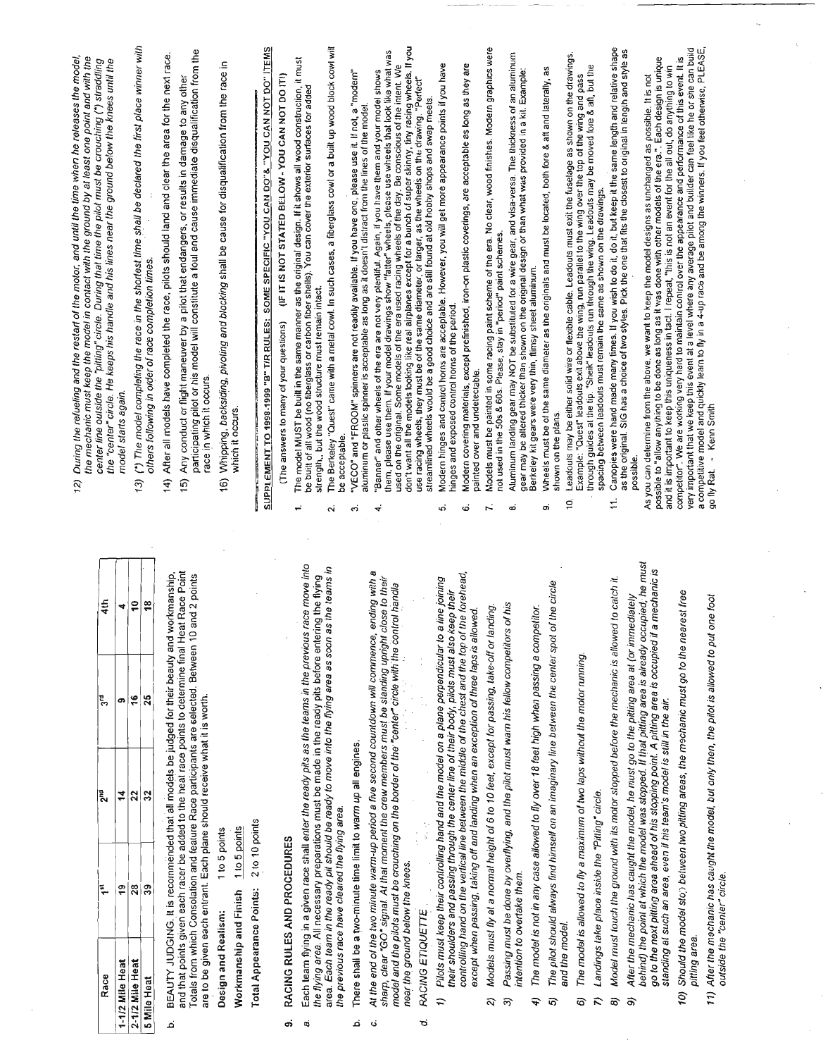| Race | 1st | 2nd | 3rd | 4th |
|---|---|---|---|---|
| 1-1/2 Mile Heat | 19 | 14 | 9 | 4 |
| 2-1/2 Mile Heat | 28 | 22 | 16 | 10 |
| 5 Mile Heat | 39 | 32 | 25 | 18 |

b. BEAUTY JUDGING. It is recommended that all models be judged for their beauty and workmanship, and that points given each racer be added to the heat race points to determine final Heat Race Point Totals from which Consolation and feature Race participants are selected. Between 10 and 2 points are to be given each entrant. Each plane should receive what it is worth.

Design and Realism: 1 to 5 points

Workmanship and Finish 1 to 5 points

Total Appearance Points: 2 to 10 points

## 9. RACING RULES AND PROCEDURES

a. Each team flying in a given race shall *enter the ready pits as the teams in the previous race move into the flying area.* All necessary preparations must be made in the ready pits before entering the flying area. *Each team in the ready pit should be ready to move into the flying area as soon as the teams in the previous race have cleared the flying area.*

b. There shall be a two-minute time limit to warm up all engines.

c. *At the end of the two minute warm-up period a five second countdown will commence, ending with a sharp, clear "GO" signal. At that moment the crew members must be standing upright close to their model and the pilots must be crouching on the border of the "center" circle with the control handle near the ground below the knees.*

d. *RACING ETIQUETTE*

1) *Pilots must keep their controlling hand and the model on a plane perpendicular to a line joining their shoulders and passing through the center line of their body, pilots must also keep their controlling hand on the vertical line between the middle of the chest and the top of the forehead, except when passing, taking off and landing when an exception of three laps is allowed.*

2) *Models must fly at a normal height of 6 to 10 feet, except for passing, take-off or landing.*

3) *Passing must be done by overflying, and the pilot must warn his fellow competitors of his intention to overtake them.*

4) *The model is not in any case allowed to fly over 18 feet high when passing a competitor.*

5) *The pilot should always find himself on an imaginary line between the center spot of the circle and the model.*

6) *The model is allowed to fly a maximum of two laps without the motor running.*

7) *Landings take place inside the "Pitting" circle.*

8) *Model must touch the ground with its motor stopped before the mechanic is allowed to catch it.*

9) *After the mechanic has caught the model, he must go to the pitting area at (or immediately behind) the point at which the model was stopped. If that pitting area is already occupied, he must go to the next pitting area ahead of his stopping point. A pitting area is occupied if a mechanic is standing at such an area, even if his team's model is still in the air.*

10) *Should the model stop between two pitting areas, the mechanic must go to the nearest free pitting area.*

11) *After the mechanic has caught the model, but only then, the pilot is allowed to put one foot outside the "center" circle.*

12) *During the refueling and the restart of the motor, and until the time when he releases the model, the mechanic must keep the model in contact with the ground by at least one point and with the center line outside the "pitting" circle. During that time the pilot must be crouching (\*) straddling the "center" circle. He keeps his handle and his lines near the ground below the knees until the model starts again.*

13) *(\*) The model completing the race in the shortest time shall be declared the first place winner with others following in order of race completion times.*

14) After all models have completed the race, pilots should land and clear the area for the next race.

15) Any conduct or flight maneuver by a pilot that endangers, or results in damage to any other participating pilot or his model will constitute a foul and cause immediate disqualification from the race in which it occurs.

16) Whipping, *backsiding, pivoting and blocking* shall be cause for disqualification from the race in which it occurs.

## SUPPLEMENT TO 1998-1999 "B" TIR RULES: SOME SPECIFIC "YOU CAN DO"& "YOU CAN NOT DO" ITEMS

(The answers to many of your questions) (IF IT IS NOT STATED BELOW - YOU CAN NOT DO IT!)

1. The model MUST be built in the same manner as the original design. If it shows all wood construction, it must be built of all wood (no fiberglass or carbon fiber shells). You can cover the exterior surfaces for added strength,, but the wood structure must remain intact.

2. The Berkeley "Quest" came with a metal cowl. In such cases, a fiberglass cowl or a built up wood block cowl will be acceptable.

3. "VECO" and "FROOM" spinners are not readily available. If you have one, please use it. If not, a "modern" aluminum or plastic spinner is acceptable as long as it doesn't distract from the lines of the model.

4. "Banner" and other wheels of the era are not very plentiful. Again, if you have them and your model shows them, please use them. If your model drawings show "fatter" wheels, please use wheels that look like what was used on the original. Some models of the era used racing wheels of the day. Be conscious of the intent. We don't want all the models looking like real airplanes except for a bunch of super skinny, tiny racing wheels. If you use racing wheels, they must be of the same diameter, or larger, as the wheels on the drawing. "Perfect" streamlined wheels would be a good choice and are still found at old hobby shops and swap meets.

5. Modern hinges and control horns are acceptable. However, you will get more appearance points if you have hinges and exposed control horns of the period.

6. Modern covering materials, except prefinished, iron-on plastic coverings, are acceptable as long as they are painted over and undetectable.

7. Models must be painted in some racing paint scheme of the era. No clear, wood finishes. Modern graphics were not used in the 50s & 60s. Please, stay in "period" paint schemes.

8. Aluminum landing gear may NOT be substituted for a wire gear, and visa-versa. The thickness of an aluminum gear may be altered thicker than shown on the original design or than what was provided in a kit. Example: Berkeley kit gears were very thin, flimsy sheet aluminum.

9. Wheels must be of the same diameter as the originals and must be located, both fore & aft and laterally, as shown on the plans.

10. Leadouts may be either solid wire or flexible cable. Leadouts must exit the fuselage as shown on the drawings. Example: "Quest" leadouts exit above the wing, run parallel to the wing over the top of the wing and pass through guides at the tip. "Sheik" leadouts run through the wing. Leadouts may be moved fore & aft, but the spacing between leadouts must remain the same as shown on the drawings.

11. Canopies were hand made many times. If you wish to do it, do it, but keep it the same length and relative shape as the original. SIG has a choice of two styles. Pick the one that fits the closest to original in length and style as possible.

As you can determine from the above, we want to keep the model designs as unchanged as possible. It is not possible to "allow anything to be done as long as it was done with other models of the era." Each design is unique and it is important to keep this uniqueness in tact. I repeat, "this is not an event for the all out, do anything to win competitor". We are working very hard to maintain control over the appearance and performance of this event. It is very important that we keep this event at a level where any average pilot and builder can feel like he or she can build a competitive model and quickly learn to fly in a 4-up race and be among the winners. If you feel otherwise, PLEASE, go fly Rat. - Kenn Smith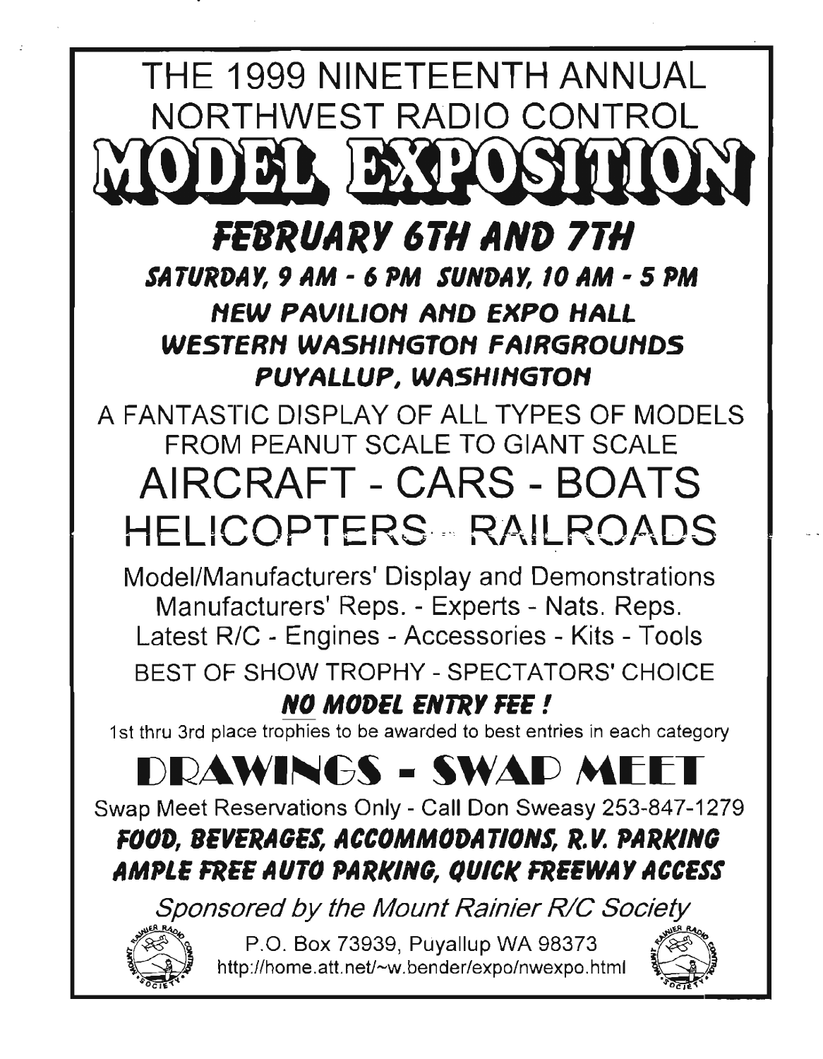# THE 1999 NINETEENTH ANNUAL NORTHWEST RADIO CONTROL MODEL EXPOSITION

## *FEBRUARY 6TH AND 7TH*

***SATURDAY, 9 AM - 6 PM SUNDAY, 10 AM - 5 PM***

***NEW PAVILION AND EXPO HALL***
***WESTERN WASHINGTON FAIRGROUNDS***
***PUYALLUP, WASHINGTON***

A FANTASTIC DISPLAY OF ALL TYPES OF MODELS FROM PEANUT SCALE TO GIANT SCALE

## AIRCRAFT - CARS - BOATS HELICOPTERS - RAILROADS

Model/Manufacturers' Display and Demonstrations
Manufacturers' Reps. - Experts - Nats. Reps.
Latest R/C - Engines - Accessories - Kits - Tools

BEST OF SHOW TROPHY - SPECTATORS' CHOICE

***NO MODEL ENTRY FEE !***

1st thru 3rd place trophies to be awarded to best entries in each category

## DRAWINGS - SWAP MEET

Swap Meet Reservations Only - Call Don Sweasy 253-847-1279

***FOOD, BEVERAGES, ACCOMMODATIONS, R.V. PARKING***
***AMPLE FREE AUTO PARKING, QUICK FREEWAY ACCESS***

*Sponsored by the Mount Rainier R/C Society*

P.O. Box 73939, Puyallup WA 98373
http://home.att.net/~w.bender/expo/nwexpo.html